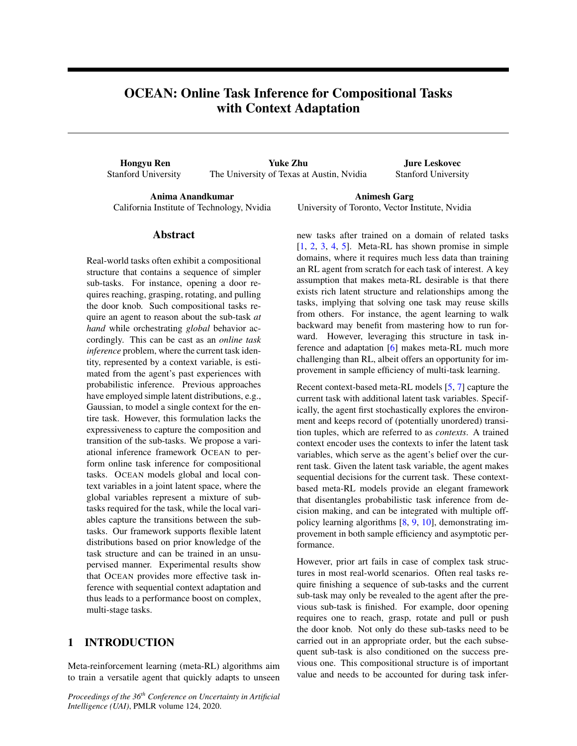# OCEAN: Online Task Inference for Compositional Tasks with Context Adaptation

**Hongyu Ren**
Stanford University

**Yuke Zhu**
The University of Texas at Austin, Nvidia

**Jure Leskovec**
Stanford University

**Anima Anandkumar**
California Institute of Technology, Nvidia

**Animesh Garg**
University of Toronto, Vector Institute, Nvidia

## Abstract

Real-world tasks often exhibit a compositional structure that contains a sequence of simpler sub-tasks. For instance, opening a door requires reaching, grasping, rotating, and pulling the door knob. Such compositional tasks require an agent to reason about the sub-task *at hand* while orchestrating *global* behavior accordingly. This can be cast as an *online task inference* problem, where the current task identity, represented by a context variable, is estimated from the agent's past experiences with probabilistic inference. Previous approaches have employed simple latent distributions, e.g., Gaussian, to model a single context for the entire task. However, this formulation lacks the expressiveness to capture the composition and transition of the sub-tasks. We propose a variational inference framework OCEAN to perform online task inference for compositional tasks. OCEAN models global and local context variables in a joint latent space, where the global variables represent a mixture of sub-tasks required for the task, while the local variables capture the transitions between the sub-tasks. Our framework supports flexible latent distributions based on prior knowledge of the task structure and can be trained in an unsupervised manner. Experimental results show that OCEAN provides more effective task inference with sequential context adaptation and thus leads to a performance boost on complex, multi-stage tasks.

## 1 INTRODUCTION

Meta-reinforcement learning (meta-RL) algorithms aim to train a versatile agent that quickly adapts to unseen new tasks after trained on a domain of related tasks [1, 2, 3, 4, 5]. Meta-RL has shown promise in simple domains, where it requires much less data than training an RL agent from scratch for each task of interest. A key assumption that makes meta-RL desirable is that there exists rich latent structure and relationships among the tasks, implying that solving one task may reuse skills from others. For instance, the agent learning to walk backward may benefit from mastering how to run forward. However, leveraging this structure in task inference and adaptation [6] makes meta-RL much more challenging than RL, albeit offers an opportunity for improvement in sample efficiency of multi-task learning.

Recent context-based meta-RL models [5, 7] capture the current task with additional latent task variables. Specifically, the agent first stochastically explores the environment and keeps record of (potentially unordered) transition tuples, which are referred to as *contexts*. A trained context encoder uses the contexts to infer the latent task variables, which serve as the agent's belief over the current task. Given the latent task variable, the agent makes sequential decisions for the current task. These context-based meta-RL models provide an elegant framework that disentangles probabilistic task inference from decision making, and can be integrated with multiple off-policy learning algorithms [8, 9, 10], demonstrating improvement in both sample efficiency and asymptotic performance.

However, prior art fails in case of complex task structures in most real-world scenarios. Often real tasks require finishing a sequence of sub-tasks and the current sub-task may only be revealed to the agent after the previous sub-task is finished. For example, door opening requires one to reach, grasp, rotate and pull or push the door knob. Not only do these sub-tasks need to be carried out in an appropriate order, but the each subsequent sub-task is also conditioned on the success previous one. This compositional structure is of important value and needs to be accounted for during task infer-

*Proceedings of the 36th Conference on Uncertainty in Artificial Intelligence (UAI)*, PMLR volume 124, 2020.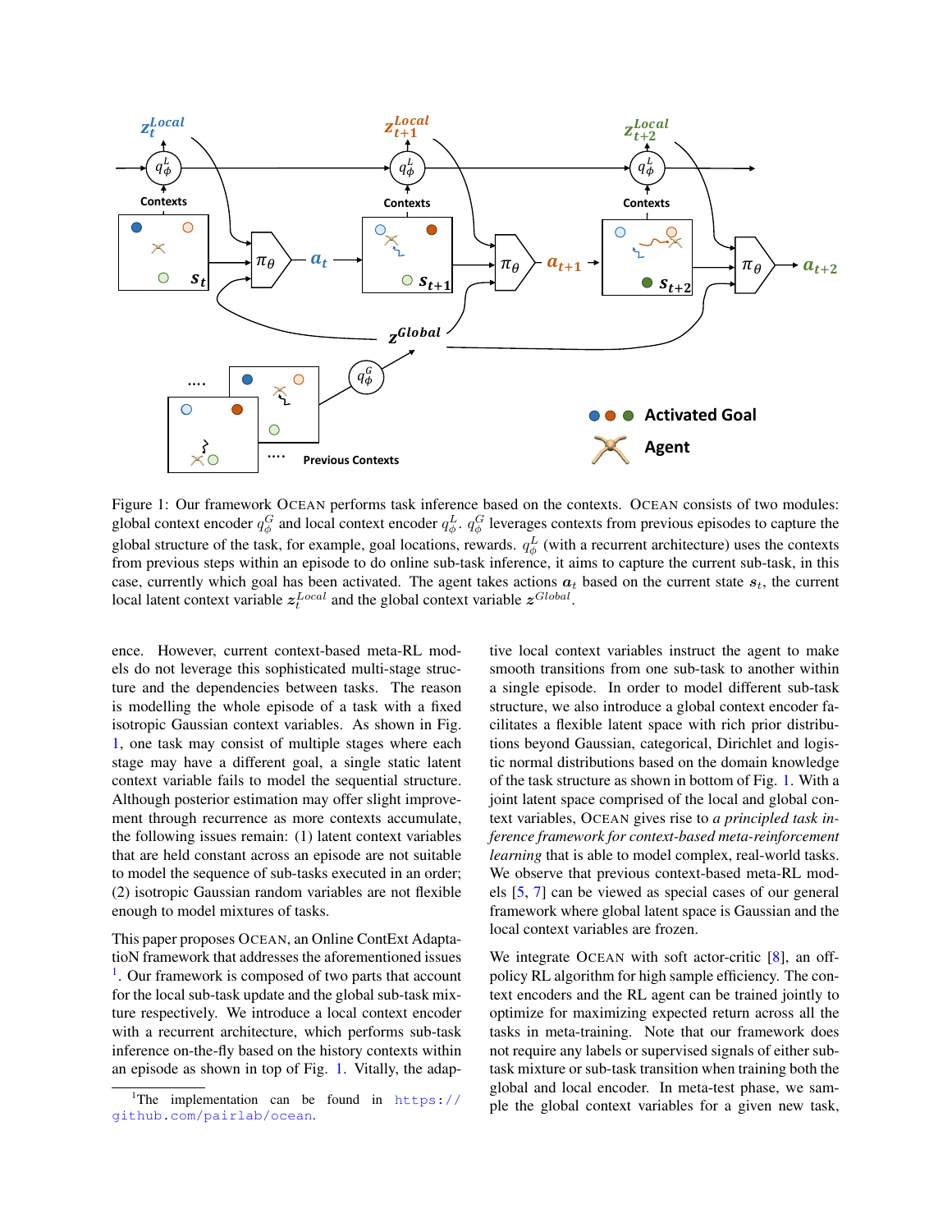Figure 1: Our framework OCEAN performs task inference based on the contexts. OCEAN consists of two modules: global context encoder $q_\phi^G$ and local context encoder $q_\phi^L$. $q_\phi^G$ leverages contexts from previous episodes to capture the global structure of the task, for example, goal locations, rewards. $q_\phi^L$ (with a recurrent architecture) uses the contexts from previous steps within an episode to do online sub-task inference, it aims to capture the current sub-task, in this case, currently which goal has been activated. The agent takes actions $\boldsymbol{a}_t$ based on the current state $\boldsymbol{s}_t$, the current local latent context variable $\boldsymbol{z}_t^{Local}$ and the global context variable $\boldsymbol{z}^{Global}$.

ence. However, current context-based meta-RL models do not leverage this sophisticated multi-stage structure and the dependencies between tasks. The reason is modelling the whole episode of a task with a fixed isotropic Gaussian context variables. As shown in Fig. 1, one task may consist of multiple stages where each stage may have a different goal, a single static latent context variable fails to model the sequential structure. Although posterior estimation may offer slight improvement through recurrence as more contexts accumulate, the following issues remain: (1) latent context variables that are held constant across an episode are not suitable to model the sequence of sub-tasks executed in an order; (2) isotropic Gaussian random variables are not flexible enough to model mixtures of tasks.

This paper proposes OCEAN, an Online ContExt AdaptatioN framework that addresses the aforementioned issues [1]. Our framework is composed of two parts that account for the local sub-task update and the global sub-task mixture respectively. We introduce a local context encoder with a recurrent architecture, which performs sub-task inference on-the-fly based on the history contexts within an episode as shown in top of Fig. 1. Vitally, the adaptive local context variables instruct the agent to make smooth transitions from one sub-task to another within a single episode. In order to model different sub-task structure, we also introduce a global context encoder facilitates a flexible latent space with rich prior distributions beyond Gaussian, categorical, Dirichlet and logistic normal distributions based on the domain knowledge of the task structure as shown in bottom of Fig. 1. With a joint latent space comprised of the local and global context variables, OCEAN gives rise to *a principled task inference framework for context-based meta-reinforcement learning* that is able to model complex, real-world tasks. We observe that previous context-based meta-RL models [5, 7] can be viewed as special cases of our general framework where global latent space is Gaussian and the local context variables are frozen.

We integrate OCEAN with soft actor-critic [8], an off-policy RL algorithm for high sample efficiency. The context encoders and the RL agent can be trained jointly to optimize for maximizing expected return across all the tasks in meta-training. Note that our framework does not require any labels or supervised signals of either sub-task mixture or sub-task transition when training both the global and local encoder. In meta-test phase, we sample the global context variables for a given new task,

[1] The implementation can be found in https://github.com/pairlab/ocean.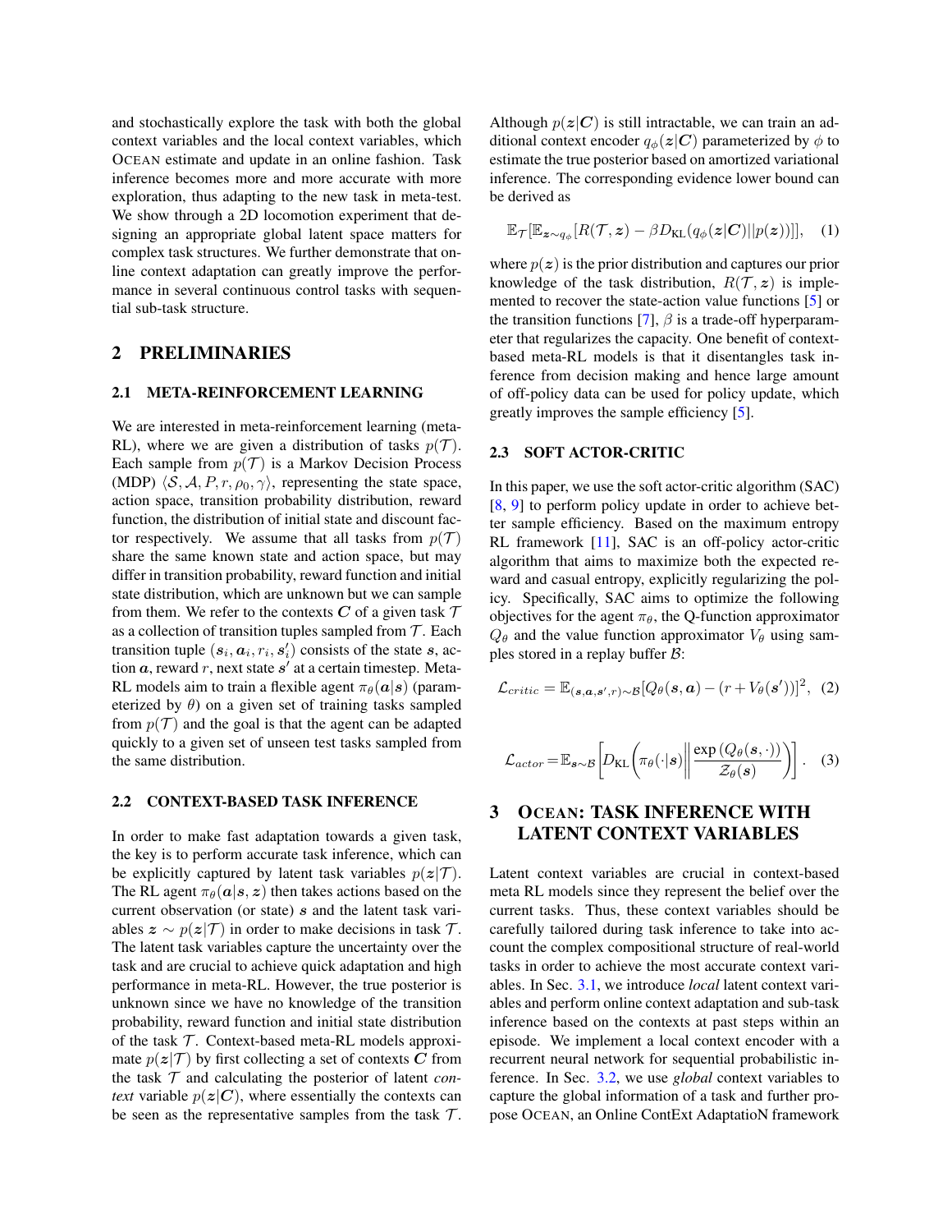and stochastically explore the task with both the global context variables and the local context variables, which OCEAN estimate and update in an online fashion. Task inference becomes more and more accurate with more exploration, thus adapting to the new task in meta-test. We show through a 2D locomotion experiment that designing an appropriate global latent space matters for complex task structures. We further demonstrate that online context adaptation can greatly improve the performance in several continuous control tasks with sequential sub-task structure.

## 2 PRELIMINARIES

### 2.1 META-REINFORCEMENT LEARNING

We are interested in meta-reinforcement learning (meta-RL), where we are given a distribution of tasks $p(\mathcal{T})$. Each sample from $p(\mathcal{T})$ is a Markov Decision Process (MDP) $\langle \mathcal{S}, \mathcal{A}, P, r, \rho_0, \gamma \rangle$, representing the state space, action space, transition probability distribution, reward function, the distribution of initial state and discount factor respectively. We assume that all tasks from $p(\mathcal{T})$ share the same known state and action space, but may differ in transition probability, reward function and initial state distribution, which are unknown but we can sample from them. We refer to the contexts $\boldsymbol{C}$ of a given task $\mathcal{T}$ as a collection of transition tuples sampled from $\mathcal{T}$. Each transition tuple $(\boldsymbol{s}_i, \boldsymbol{a}_i, r_i, \boldsymbol{s}'_i)$ consists of the state $\boldsymbol{s}$, action $\boldsymbol{a}$, reward $r$, next state $\boldsymbol{s}'$ at a certain timestep. Meta-RL models aim to train a flexible agent $\pi_\theta(\boldsymbol{a}|\boldsymbol{s})$ (parameterized by $\theta$) on a given set of training tasks sampled from $p(\mathcal{T})$ and the goal is that the agent can be adapted quickly to a given set of unseen test tasks sampled from the same distribution.

### 2.2 CONTEXT-BASED TASK INFERENCE

In order to make fast adaptation towards a given task, the key is to perform accurate task inference, which can be explicitly captured by latent task variables $p(\boldsymbol{z}|\mathcal{T})$. The RL agent $\pi_\theta(\boldsymbol{a}|\boldsymbol{s}, \boldsymbol{z})$ then takes actions based on the current observation (or state) $\boldsymbol{s}$ and the latent task variables $\boldsymbol{z} \sim p(\boldsymbol{z}|\mathcal{T})$ in order to make decisions in task $\mathcal{T}$. The latent task variables capture the uncertainty over the task and are crucial to achieve quick adaptation and high performance in meta-RL. However, the true posterior is unknown since we have no knowledge of the transition probability, reward function and initial state distribution of the task $\mathcal{T}$. Context-based meta-RL models approximate $p(\boldsymbol{z}|\mathcal{T})$ by first collecting a set of contexts $\boldsymbol{C}$ from the task $\mathcal{T}$ and calculating the posterior of latent *context* variable $p(\boldsymbol{z}|\boldsymbol{C})$, where essentially the contexts can be seen as the representative samples from the task $\mathcal{T}$. Although $p(\boldsymbol{z}|\boldsymbol{C})$ is still intractable, we can train an additional context encoder $q_\phi(\boldsymbol{z}|\boldsymbol{C})$ parameterized by $\phi$ to estimate the true posterior based on amortized variational inference. The corresponding evidence lower bound can be derived as

$$\mathbb{E}_{\mathcal{T}}[\mathbb{E}_{\boldsymbol{z}\sim q_\phi}[R(\mathcal{T}, \boldsymbol{z}) - \beta D_{\text{KL}}(q_\phi(\boldsymbol{z}|\boldsymbol{C})||p(\boldsymbol{z}))]], \quad (1)$$

where $p(\boldsymbol{z})$ is the prior distribution and captures our prior knowledge of the task distribution, $R(\mathcal{T}, \boldsymbol{z})$ is implemented to recover the state-action value functions [5] or the transition functions [7], $\beta$ is a trade-off hyperparameter that regularizes the capacity. One benefit of context-based meta-RL models is that it disentangles task inference from decision making and hence large amount of off-policy data can be used for policy update, which greatly improves the sample efficiency [5].

### 2.3 SOFT ACTOR-CRITIC

In this paper, we use the soft actor-critic algorithm (SAC) [8, 9] to perform policy update in order to achieve better sample efficiency. Based on the maximum entropy RL framework [11], SAC is an off-policy actor-critic algorithm that aims to maximize both the expected reward and casual entropy, explicitly regularizing the policy. Specifically, SAC aims to optimize the following objectives for the agent $\pi_\theta$, the Q-function approximator $Q_\theta$ and the value function approximator $V_\theta$ using samples stored in a replay buffer $\mathcal{B}$:

$$\mathcal{L}_{critic} = \mathbb{E}_{(\boldsymbol{s},\boldsymbol{a},\boldsymbol{s}',r)\sim\mathcal{B}}[Q_\theta(\boldsymbol{s}, \boldsymbol{a}) - (r + V_\theta(\boldsymbol{s}'))]^2, \quad (2)$$

$$\mathcal{L}_{actor} = \mathbb{E}_{\boldsymbol{s}\sim\mathcal{B}}\left[D_{\text{KL}}\left(\pi_\theta(\cdot|\boldsymbol{s}) \middle\| \frac{\exp\left(Q_\theta(\boldsymbol{s}, \cdot)\right)}{\mathcal{Z}_\theta(\boldsymbol{s})}\right)\right]. \quad (3)$$

## 3 OCEAN: TASK INFERENCE WITH LATENT CONTEXT VARIABLES

Latent context variables are crucial in context-based meta RL models since they represent the belief over the current tasks. Thus, these context variables should be carefully tailored during task inference to take into account the complex compositional structure of real-world tasks in order to achieve the most accurate context variables. In Sec. 3.1, we introduce *local* latent context variables and perform online context adaptation and sub-task inference based on the contexts at past steps within an episode. We implement a local context encoder with a recurrent neural network for sequential probabilistic inference. In Sec. 3.2, we use *global* context variables to capture the global information of a task and further propose OCEAN, an Online ContExt AdaptatioN framework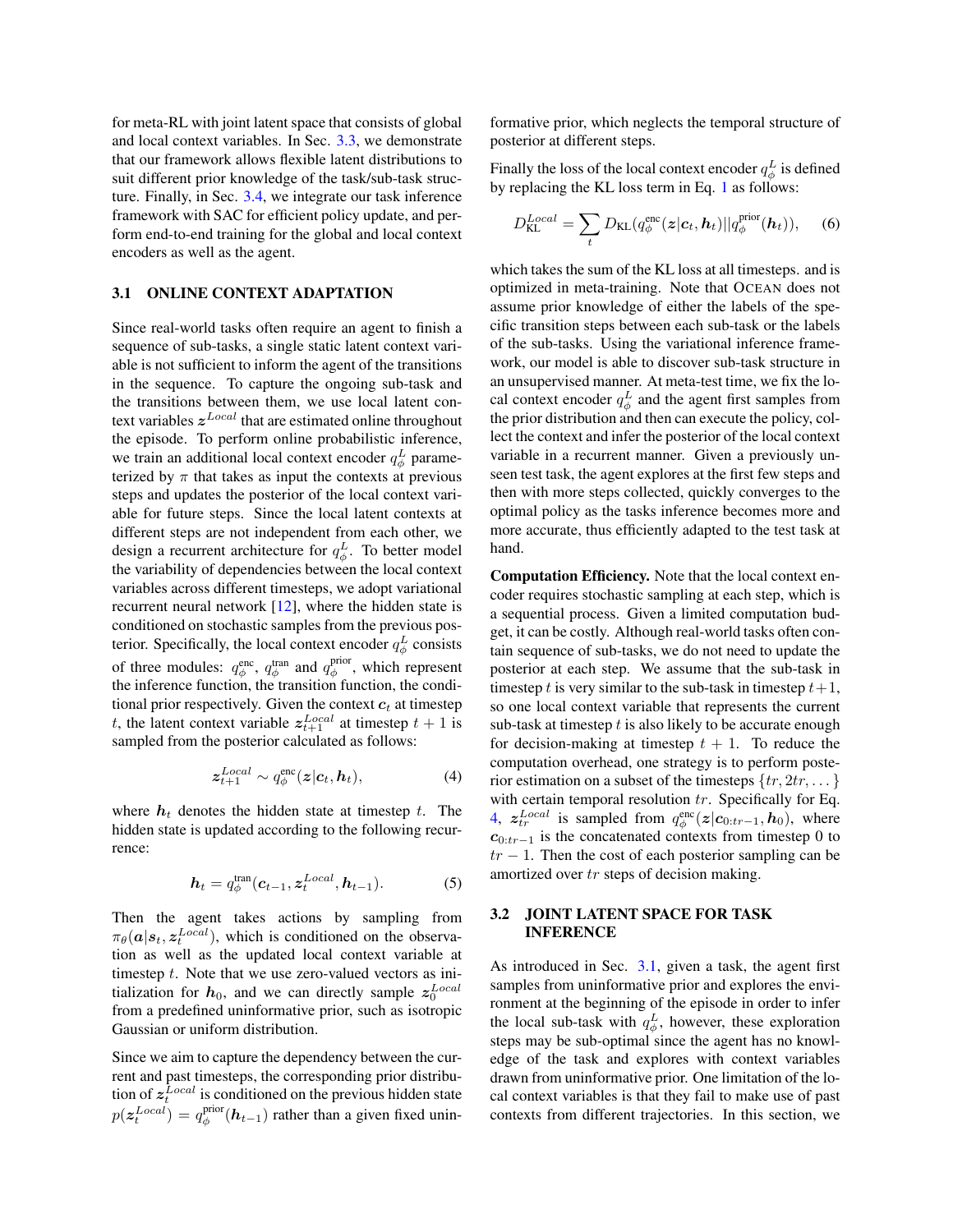for meta-RL with joint latent space that consists of global and local context variables. In Sec. 3.3, we demonstrate that our framework allows flexible latent distributions to suit different prior knowledge of the task/sub-task structure. Finally, in Sec. 3.4, we integrate our task inference framework with SAC for efficient policy update, and perform end-to-end training for the global and local context encoders as well as the agent.

### 3.1 ONLINE CONTEXT ADAPTATION

Since real-world tasks often require an agent to finish a sequence of sub-tasks, a single static latent context variable is not sufficient to inform the agent of the transitions in the sequence. To capture the ongoing sub-task and the transitions between them, we use local latent context variables $\boldsymbol{z}^{Local}$ that are estimated online throughout the episode. To perform online probabilistic inference, we train an additional local context encoder $q_\phi^L$ parameterized by $\pi$ that takes as input the contexts at previous steps and updates the posterior of the local context variable for future steps. Since the local latent contexts at different steps are not independent from each other, we design a recurrent architecture for $q_\phi^L$. To better model the variability of dependencies between the local context variables across different timesteps, we adopt variational recurrent neural network [12], where the hidden state is conditioned on stochastic samples from the previous posterior. Specifically, the local context encoder $q_\phi^L$ consists of three modules: $q_\phi^{\text{enc}}$, $q_\phi^{\text{tran}}$ and $q_\phi^{\text{prior}}$, which represent the inference function, the transition function, the conditional prior respectively. Given the context $\boldsymbol{c}_t$ at timestep $t$, the latent context variable $\boldsymbol{z}_{t+1}^{Local}$ at timestep $t+1$ is sampled from the posterior calculated as follows:

$$\boldsymbol{z}_{t+1}^{Local} \sim q_\phi^{\text{enc}}(\boldsymbol{z}|\boldsymbol{c}_t, \boldsymbol{h}_t), \tag{4}$$

where $\boldsymbol{h}_t$ denotes the hidden state at timestep $t$. The hidden state is updated according to the following recurrence:

$$\boldsymbol{h}_t = q_\phi^{\text{tran}}(\boldsymbol{c}_{t-1}, \boldsymbol{z}_t^{Local}, \boldsymbol{h}_{t-1}). \tag{5}$$

Then the agent takes actions by sampling from $\pi_\theta(\boldsymbol{a}|\boldsymbol{s}_t, \boldsymbol{z}_t^{Local})$, which is conditioned on the observation as well as the updated local context variable at timestep $t$. Note that we use zero-valued vectors as initialization for $\boldsymbol{h}_0$, and we can directly sample $\boldsymbol{z}_0^{Local}$ from a predefined uninformative prior, such as isotropic Gaussian or uniform distribution.

Since we aim to capture the dependency between the current and past timesteps, the corresponding prior distribution of $\boldsymbol{z}_t^{Local}$ is conditioned on the previous hidden state $p(\boldsymbol{z}_t^{Local}) = q_\phi^{\text{prior}}(\boldsymbol{h}_{t-1})$ rather than a given fixed uninformative prior, which neglects the temporal structure of posterior at different steps.

Finally the loss of the local context encoder $q_\phi^L$ is defined by replacing the KL loss term in Eq. 1 as follows:

$$D_{\text{KL}}^{Local} = \sum_t D_{\text{KL}}(q_\phi^{\text{enc}}(\boldsymbol{z}|\boldsymbol{c}_t, \boldsymbol{h}_t)||q_\phi^{\text{prior}}(\boldsymbol{h}_t)), \tag{6}$$

which takes the sum of the KL loss at all timesteps. and is optimized in meta-training. Note that OCEAN does not assume prior knowledge of either the labels of the specific transition steps between each sub-task or the labels of the sub-tasks. Using the variational inference framework, our model is able to discover sub-task structure in an unsupervised manner. At meta-test time, we fix the local context encoder $q_\phi^L$ and the agent first samples from the prior distribution and then can execute the policy, collect the context and infer the posterior of the local context variable in a recurrent manner. Given a previously unseen test task, the agent explores at the first few steps and then with more steps collected, quickly converges to the optimal policy as the tasks inference becomes more and more accurate, thus efficiently adapted to the test task at hand.

**Computation Efficiency.** Note that the local context encoder requires stochastic sampling at each step, which is a sequential process. Given a limited computation budget, it can be costly. Although real-world tasks often contain sequence of sub-tasks, we do not need to update the posterior at each step. We assume that the sub-task in timestep $t$ is very similar to the sub-task in timestep $t+1$, so one local context variable that represents the current sub-task at timestep $t$ is also likely to be accurate enough for decision-making at timestep $t+1$. To reduce the computation overhead, one strategy is to perform posterior estimation on a subset of the timesteps $\{tr, 2tr, \dots\}$ with certain temporal resolution $tr$. Specifically for Eq. 4, $\boldsymbol{z}_{tr}^{Local}$ is sampled from $q_\phi^{\text{enc}}(\boldsymbol{z}|\boldsymbol{c}_{0:tr-1}, \boldsymbol{h}_0)$, where $\boldsymbol{c}_{0:tr-1}$ is the concatenated contexts from timestep 0 to $tr-1$. Then the cost of each posterior sampling can be amortized over $tr$ steps of decision making.

### 3.2 JOINT LATENT SPACE FOR TASK INFERENCE

As introduced in Sec. 3.1, given a task, the agent first samples from uninformative prior and explores the environment at the beginning of the episode in order to infer the local sub-task with $q_\phi^L$, however, these exploration steps may be sub-optimal since the agent has no knowledge of the task and explores with context variables drawn from uninformative prior. One limitation of the local context variables is that they fail to make use of past contexts from different trajectories. In this section, we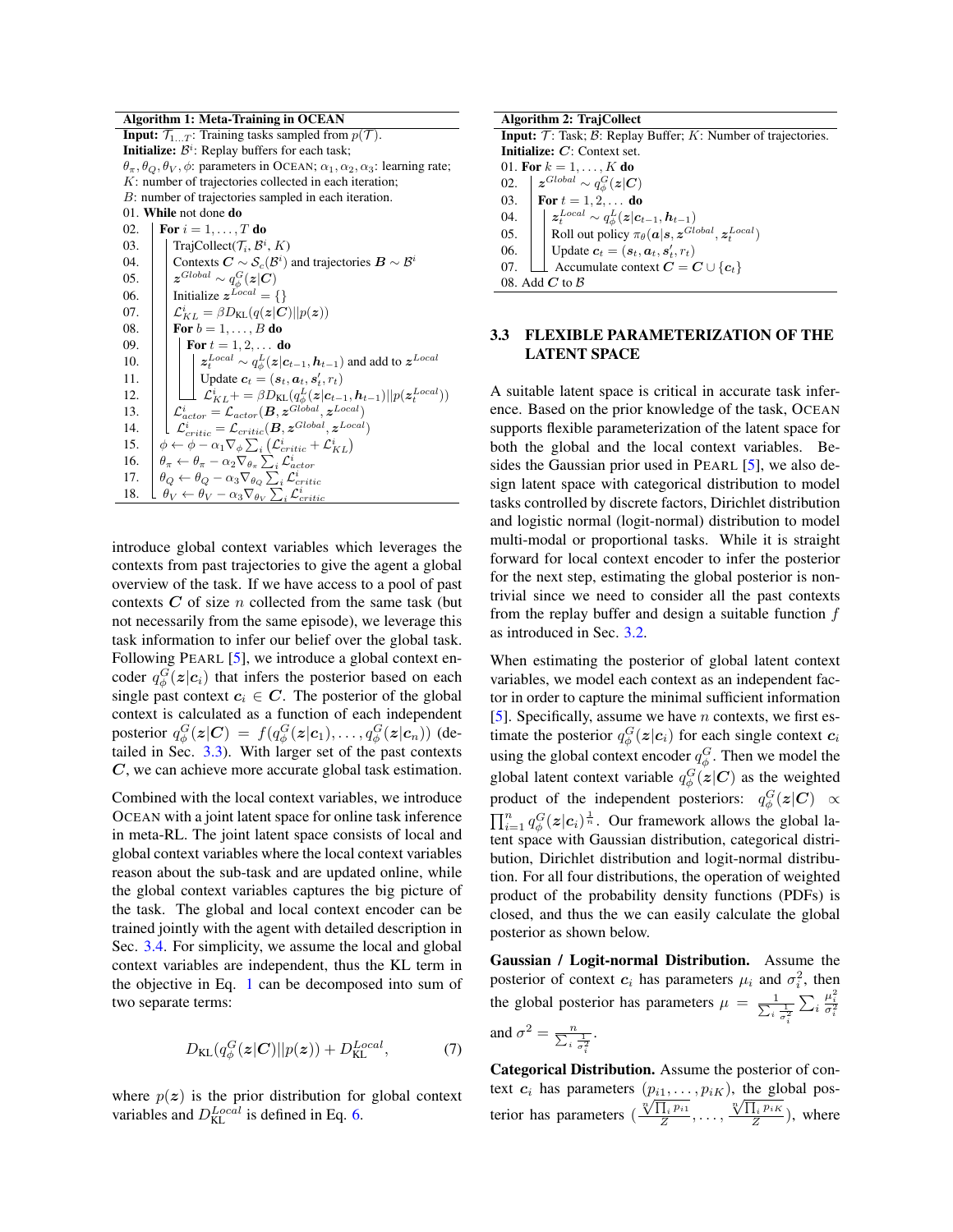**Algorithm 1: Meta-Training in OCEAN**

**Input:** $\mathcal{T}_{1...T}$: Training tasks sampled from $p(\mathcal{T})$.
**Initialize:** $\mathcal{B}^i$: Replay buffers for each task;
$\theta_\pi, \theta_Q, \theta_V, \phi$: parameters in OCEAN; $\alpha_1, \alpha_2, \alpha_3$: learning rate;
$K$: number of trajectories collected in each iteration;
$B$: number of trajectories sampled in each iteration.

```
01. While not done do
02.   For i = 1,...,T do
03.     TrajCollect(T_i, B^i, K)
04.     Contexts C ~ S_c(B^i) and trajectories B ~ B^i
05.     z^Global ~ q^G_φ(z|C)
06.     Initialize z^Local = {}
07.     L^i_KL = β D_KL(q(z|C)||p(z))
08.     For b = 1,...,B do
09.       For t = 1,2,... do
10.         z^Local_t ~ q^L_φ(z|c_{t-1}, h_{t-1}) and add to z^Local
11.         Update c_t = (s_t, a_t, s'_t, r_t)
12.         L^i_KL += β D_KL(q^L_φ(z|c_{t-1}, h_{t-1})||p(z^Local_t))
13.     L^i_actor = L_actor(B, z^Global, z^Local)
14.     L^i_critic = L_critic(B, z^Global, z^Local)
15.   φ ← φ − α_1 ∇_φ Σ_i (L^i_critic + L^i_KL)
16.   θ_π ← θ_π − α_2 ∇_{θ_π} Σ_i L^i_actor
17.   θ_Q ← θ_Q − α_3 ∇_{θ_Q} Σ_i L^i_critic
18.   θ_V ← θ_V − α_3 ∇_{θ_V} Σ_i L^i_critic
```

**Algorithm 2: TrajCollect**

**Input:** $\mathcal{T}$: Task; $\mathcal{B}$: Replay Buffer; $K$: Number of trajectories.
**Initialize:** $\boldsymbol{C}$: Context set.

```
01. For k = 1,...,K do
02.   z^Global ~ q^G_φ(z|C)
03.   For t = 1,2,... do
04.     z^Local_t ~ q^L_φ(z|c_{t-1}, h_{t-1})
05.     Roll out policy π_θ(a|s, z^Global, z^Local_t)
06.     Update c_t = (s_t, a_t, s'_t, r_t)
07.     Accumulate context C = C ∪ {c_t}
08. Add C to B
```

introduce global context variables which leverages the contexts from past trajectories to give the agent a global overview of the task. If we have access to a pool of past contexts $\boldsymbol{C}$ of size $n$ collected from the same task (but not necessarily from the same episode), we leverage this task information to infer our belief over the global task. Following PEARL [5], we introduce a global context encoder $q_\phi^G(\boldsymbol{z}|\boldsymbol{c}_i)$ that infers the posterior based on each single past context $\boldsymbol{c}_i \in \boldsymbol{C}$. The posterior of the global context is calculated as a function of each independent posterior $q_\phi^G(\boldsymbol{z}|\boldsymbol{C}) = f(q_\phi^G(\boldsymbol{z}|\boldsymbol{c}_1), \ldots, q_\phi^G(\boldsymbol{z}|\boldsymbol{c}_n))$ (detailed in Sec. 3.3). With larger set of the past contexts $\boldsymbol{C}$, we can achieve more accurate global task estimation.

Combined with the local context variables, we introduce OCEAN with a joint latent space for online task inference in meta-RL. The joint latent space consists of local and global context variables where the local context variables reason about the sub-task and are updated online, while the global context variables captures the big picture of the task. The global and local context encoder can be trained jointly with the agent with detailed description in Sec. 3.4. For simplicity, we assume the local and global context variables are independent, thus the KL term in the objective in Eq. 1 can be decomposed into sum of two separate terms:

$$D_{\text{KL}}(q_\phi^G(\boldsymbol{z}|\boldsymbol{C})||p(\boldsymbol{z})) + D_{\text{KL}}^{Local}, \tag{7}$$

where $p(\boldsymbol{z})$ is the prior distribution for global context variables and $D_{\text{KL}}^{Local}$ is defined in Eq. 6.

## 3.3 FLEXIBLE PARAMETERIZATION OF THE LATENT SPACE

A suitable latent space is critical in accurate task inference. Based on the prior knowledge of the task, OCEAN supports flexible parameterization of the latent space for both the global and the local context variables. Besides the Gaussian prior used in PEARL [5], we also design latent space with categorical distribution to model tasks controlled by discrete factors, Dirichlet distribution and logistic normal (logit-normal) distribution to model multi-modal or proportional tasks. While it is straight forward for local context encoder to infer the posterior for the next step, estimating the global posterior is non-trivial since we need to consider all the past contexts from the replay buffer and design a suitable function $f$ as introduced in Sec. 3.2.

When estimating the posterior of global latent context variables, we model each context as an independent factor in order to capture the minimal sufficient information [5]. Specifically, assume we have $n$ contexts, we first estimate the posterior $q_\phi^G(\boldsymbol{z}|\boldsymbol{c}_i)$ for each single context $\boldsymbol{c}_i$ using the global context encoder $q_\phi^G$. Then we model the global latent context variable $q_\phi^G(\boldsymbol{z}|\boldsymbol{C})$ as the weighted product of the independent posteriors: $q_\phi^G(\boldsymbol{z}|\boldsymbol{C}) \propto \prod_{i=1}^n q_\phi^G(\boldsymbol{z}|\boldsymbol{c}_i)^{\frac{1}{n}}$. Our framework allows the global latent space with Gaussian distribution, categorical distribution, Dirichlet distribution and logit-normal distribution. For all four distributions, the operation of weighted product of the probability density functions (PDFs) is closed, and thus the we can easily calculate the global posterior as shown below.

**Gaussian / Logit-normal Distribution.** Assume the posterior of context $\boldsymbol{c}_i$ has parameters $\mu_i$ and $\sigma_i^2$, then the global posterior has parameters $\mu = \frac{1}{\sum_i \frac{1}{\sigma_i^2}} \sum_i \frac{\mu_i^2}{\sigma_i^2}$ and $\sigma^2 = \frac{n}{\sum_i \frac{1}{\sigma_i^2}}$.

**Categorical Distribution.** Assume the posterior of context $\boldsymbol{c}_i$ has parameters $(p_{i1}, \ldots, p_{iK})$, the global posterior has parameters $(\frac{\sqrt[n]{\prod_i p_{i1}}}{Z}, \ldots, \frac{\sqrt[n]{\prod_i p_{iK}}}{Z})$, where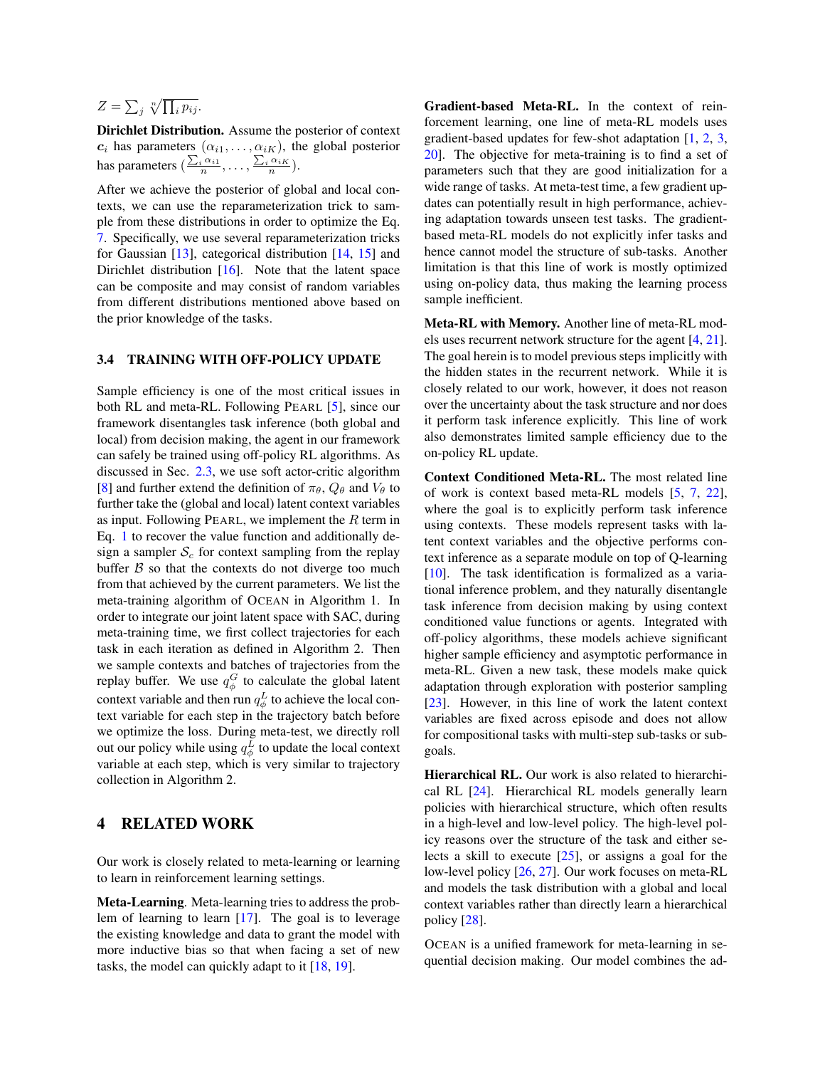$Z = \sum_j \sqrt[n]{\prod_i p_{ij}}$.

**Dirichlet Distribution.** Assume the posterior of context $\boldsymbol{c}_i$ has parameters $(\alpha_{i1}, \ldots, \alpha_{iK})$, the global posterior has parameters $(\frac{\sum_i \alpha_{i1}}{n}, \ldots, \frac{\sum_i \alpha_{iK}}{n})$.

After we achieve the posterior of global and local contexts, we can use the reparameterization trick to sample from these distributions in order to optimize the Eq. 7. Specifically, we use several reparameterization tricks for Gaussian [13], categorical distribution [14, 15] and Dirichlet distribution [16]. Note that the latent space can be composite and may consist of random variables from different distributions mentioned above based on the prior knowledge of the tasks.

### 3.4 TRAINING WITH OFF-POLICY UPDATE

Sample efficiency is one of the most critical issues in both RL and meta-RL. Following PEARL [5], since our framework disentangles task inference (both global and local) from decision making, the agent in our framework can safely be trained using off-policy RL algorithms. As discussed in Sec. 2.3, we use soft actor-critic algorithm [8] and further extend the definition of $\pi_\theta$, $Q_\theta$ and $V_\theta$ to further take the (global and local) latent context variables as input. Following PEARL, we implement the $R$ term in Eq. 1 to recover the value function and additionally design a sampler $\mathcal{S}_c$ for context sampling from the replay buffer $\mathcal{B}$ so that the contexts do not diverge too much from that achieved by the current parameters. We list the meta-training algorithm of OCEAN in Algorithm 1. In order to integrate our joint latent space with SAC, during meta-training time, we first collect trajectories for each task in each iteration as defined in Algorithm 2. Then we sample contexts and batches of trajectories from the replay buffer. We use $q_\phi^G$ to calculate the global latent context variable and then run $q_\phi^L$ to achieve the local context variable for each step in the trajectory batch before we optimize the loss. During meta-test, we directly roll out our policy while using $q_\phi^L$ to update the local context variable at each step, which is very similar to trajectory collection in Algorithm 2.

## 4 RELATED WORK

Our work is closely related to meta-learning or learning to learn in reinforcement learning settings.

**Meta-Learning**. Meta-learning tries to address the problem of learning to learn [17]. The goal is to leverage the existing knowledge and data to grant the model with more inductive bias so that when facing a set of new tasks, the model can quickly adapt to it [18, 19].

**Gradient-based Meta-RL.** In the context of reinforcement learning, one line of meta-RL models uses gradient-based updates for few-shot adaptation [1, 2, 3, 20]. The objective for meta-training is to find a set of parameters such that they are good initialization for a wide range of tasks. At meta-test time, a few gradient updates can potentially result in high performance, achieving adaptation towards unseen test tasks. The gradient-based meta-RL models do not explicitly infer tasks and hence cannot model the structure of sub-tasks. Another limitation is that this line of work is mostly optimized using on-policy data, thus making the learning process sample inefficient.

**Meta-RL with Memory.** Another line of meta-RL models uses recurrent network structure for the agent [4, 21]. The goal herein is to model previous steps implicitly with the hidden states in the recurrent network. While it is closely related to our work, however, it does not reason over the uncertainty about the task structure and nor does it perform task inference explicitly. This line of work also demonstrates limited sample efficiency due to the on-policy RL update.

**Context Conditioned Meta-RL.** The most related line of work is context based meta-RL models [5, 7, 22], where the goal is to explicitly perform task inference using contexts. These models represent tasks with latent context variables and the objective performs context inference as a separate module on top of Q-learning [10]. The task identification is formalized as a variational inference problem, and they naturally disentangle task inference from decision making by using context conditioned value functions or agents. Integrated with off-policy algorithms, these models achieve significant higher sample efficiency and asymptotic performance in meta-RL. Given a new task, these models make quick adaptation through exploration with posterior sampling [23]. However, in this line of work the latent context variables are fixed across episode and does not allow for compositional tasks with multi-step sub-tasks or subgoals.

**Hierarchical RL.** Our work is also related to hierarchical RL [24]. Hierarchical RL models generally learn policies with hierarchical structure, which often results in a high-level and low-level policy. The high-level policy reasons over the structure of the task and either selects a skill to execute [25], or assigns a goal for the low-level policy [26, 27]. Our work focuses on meta-RL and models the task distribution with a global and local context variables rather than directly learn a hierarchical policy [28].

OCEAN is a unified framework for meta-learning in sequential decision making. Our model combines the ad-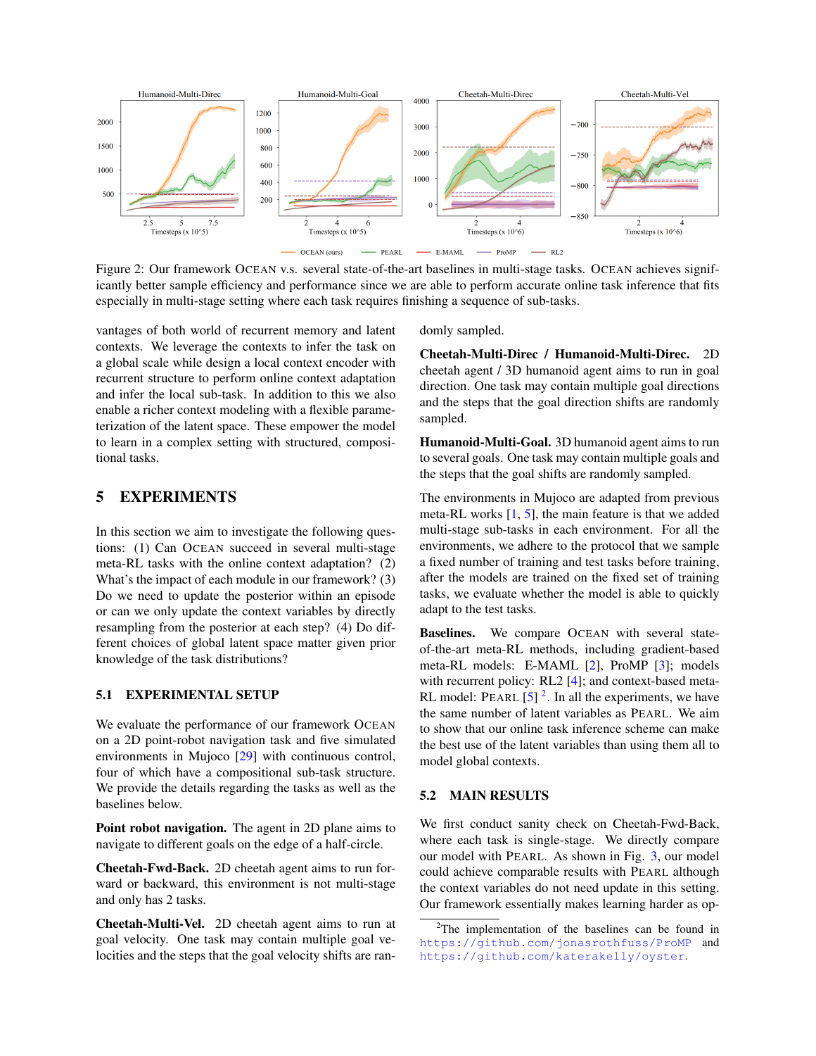Figure 2: Our framework OCEAN v.s. several state-of-the-art baselines in multi-stage tasks. OCEAN achieves significantly better sample efficiency and performance since we are able to perform accurate online task inference that fits especially in multi-stage setting where each task requires finishing a sequence of sub-tasks.

vantages of both world of recurrent memory and latent contexts. We leverage the contexts to infer the task on a global scale while design a local context encoder with recurrent structure to perform online context adaptation and infer the local sub-task. In addition to this we also enable a richer context modeling with a flexible parameterization of the latent space. These empower the model to learn in a complex setting with structured, compositional tasks.

# 5 EXPERIMENTS

In this section we aim to investigate the following questions: (1) Can OCEAN succeed in several multi-stage meta-RL tasks with the online context adaptation? (2) What's the impact of each module in our framework? (3) Do we need to update the posterior within an episode or can we only update the context variables by directly resampling from the posterior at each step? (4) Do different choices of global latent space matter given prior knowledge of the task distributions?

## 5.1 EXPERIMENTAL SETUP

We evaluate the performance of our framework OCEAN on a 2D point-robot navigation task and five simulated environments in Mujoco [29] with continuous control, four of which have a compositional sub-task structure. We provide the details regarding the tasks as well as the baselines below.

**Point robot navigation.** The agent in 2D plane aims to navigate to different goals on the edge of a half-circle.

**Cheetah-Fwd-Back.** 2D cheetah agent aims to run forward or backward, this environment is not multi-stage and only has 2 tasks.

**Cheetah-Multi-Vel.** 2D cheetah agent aims to run at goal velocity. One task may contain multiple goal velocities and the steps that the goal velocity shifts are randomly sampled.

**Cheetah-Multi-Direc / Humanoid-Multi-Direc.** 2D cheetah agent / 3D humanoid agent aims to run in goal direction. One task may contain multiple goal directions and the steps that the goal direction shifts are randomly sampled.

**Humanoid-Multi-Goal.** 3D humanoid agent aims to run to several goals. One task may contain multiple goals and the steps that the goal shifts are randomly sampled.

The environments in Mujoco are adapted from previous meta-RL works [1, 5], the main feature is that we added multi-stage sub-tasks in each environment. For all the environments, we adhere to the protocol that we sample a fixed number of training and test tasks before training, after the models are trained on the fixed set of training tasks, we evaluate whether the model is able to quickly adapt to the test tasks.

**Baselines.** We compare OCEAN with several state-of-the-art meta-RL methods, including gradient-based meta-RL models: E-MAML [2], ProMP [3]; models with recurrent policy: RL2 [4]; and context-based meta-RL model: PEARL [5] [2]. In all the experiments, we have the same number of latent variables as PEARL. We aim to show that our online task inference scheme can make the best use of the latent variables than using them all to model global contexts.

## 5.2 MAIN RESULTS

We first conduct sanity check on Cheetah-Fwd-Back, where each task is single-stage. We directly compare our model with PEARL. As shown in Fig. 3, our model could achieve comparable results with PEARL although the context variables do not need update in this setting. Our framework essentially makes learning harder as op-

[2] The implementation of the baselines can be found in https://github.com/jonasrothfuss/ProMP and https://github.com/katerakelly/oyster.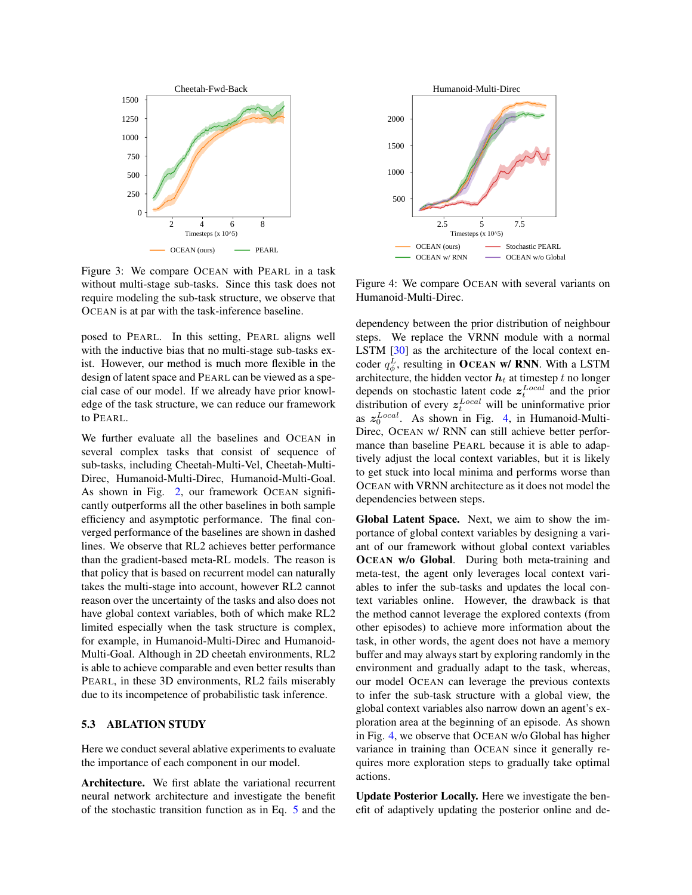Figure 3: We compare OCEAN with PEARL in a task without multi-stage sub-tasks. Since this task does not require modeling the sub-task structure, we observe that OCEAN is at par with the task-inference baseline.

Figure 4: We compare OCEAN with several variants on Humanoid-Multi-Direc.

posed to PEARL. In this setting, PEARL aligns well with the inductive bias that no multi-stage sub-tasks exist. However, our method is much more flexible in the design of latent space and PEARL can be viewed as a special case of our model. If we already have prior knowledge of the task structure, we can reduce our framework to PEARL.

We further evaluate all the baselines and OCEAN in several complex tasks that consist of sequence of sub-tasks, including Cheetah-Multi-Vel, Cheetah-Multi-Direc, Humanoid-Multi-Direc, Humanoid-Multi-Goal. As shown in Fig. 2, our framework OCEAN significantly outperforms all the other baselines in both sample efficiency and asymptotic performance. The final converged performance of the baselines are shown in dashed lines. We observe that RL2 achieves better performance than the gradient-based meta-RL models. The reason is that policy that is based on recurrent model can naturally takes the multi-stage into account, however RL2 cannot reason over the uncertainty of the tasks and also does not have global context variables, both of which make RL2 limited especially when the task structure is complex, for example, in Humanoid-Multi-Direc and Humanoid-Multi-Goal. Although in 2D cheetah environments, RL2 is able to achieve comparable and even better results than PEARL, in these 3D environments, RL2 fails miserably due to its incompetence of probabilistic task inference.

### 5.3 ABLATION STUDY

Here we conduct several ablative experiments to evaluate the importance of each component in our model.

**Architecture.** We first ablate the variational recurrent neural network architecture and investigate the benefit of the stochastic transition function as in Eq. 5 and the dependency between the prior distribution of neighbour steps. We replace the VRNN module with a normal LSTM [30] as the architecture of the local context encoder $q_\phi^L$, resulting in **OCEAN w/ RNN**. With a LSTM architecture, the hidden vector $\boldsymbol{h}_t$ at timestep $t$ no longer depends on stochastic latent code $\boldsymbol{z}_t^{Local}$ and the prior distribution of every $\boldsymbol{z}_t^{Local}$ will be uninformative prior as $\boldsymbol{z}_0^{Local}$. As shown in Fig. 4, in Humanoid-Multi-Direc, OCEAN w/ RNN can still achieve better performance than baseline PEARL because it is able to adaptively adjust the local context variables, but it is likely to get stuck into local minima and performs worse than OCEAN with VRNN architecture as it does not model the dependencies between steps.

**Global Latent Space.** Next, we aim to show the importance of global context variables by designing a variant of our framework without global context variables **OCEAN w/o Global**. During both meta-training and meta-test, the agent only leverages local context variables to infer the sub-tasks and updates the local context variables online. However, the drawback is that the method cannot leverage the explored contexts (from other episodes) to achieve more information about the task, in other words, the agent does not have a memory buffer and may always start by exploring randomly in the environment and gradually adapt to the task, whereas, our model OCEAN can leverage the previous contexts to infer the sub-task structure with a global view, the global context variables also narrow down an agent's exploration area at the beginning of an episode. As shown in Fig. 4, we observe that OCEAN w/o Global has higher variance in training than OCEAN since it generally requires more exploration steps to gradually take optimal actions.

**Update Posterior Locally.** Here we investigate the benefit of adaptively updating the posterior online and de-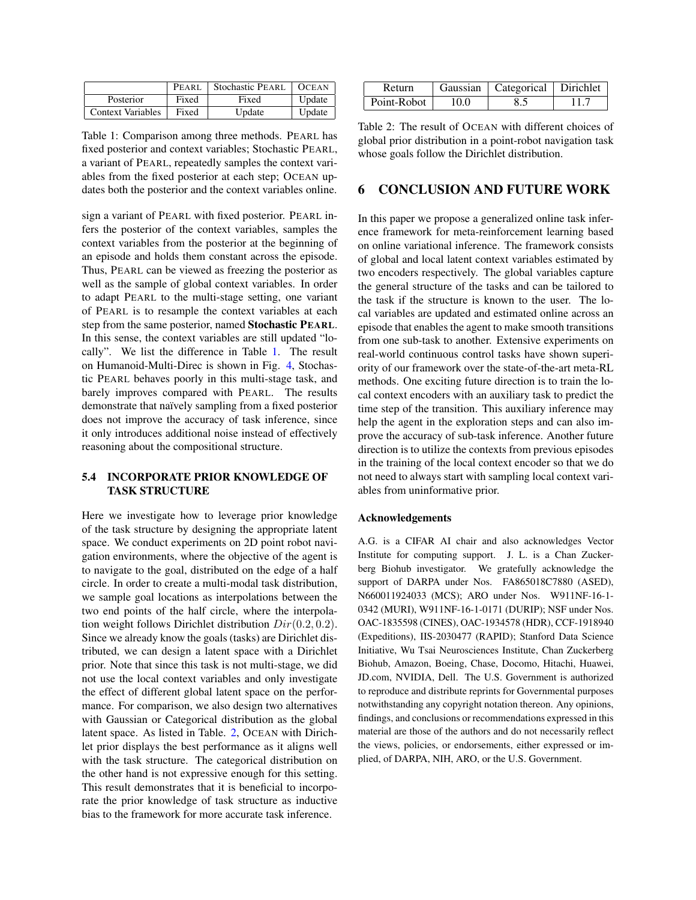|  | PEARL | Stochastic PEARL | OCEAN |
|---|---|---|---|
| Posterior | Fixed | Fixed | Update |
| Context Variables | Fixed | Update | Update |

Table 1: Comparison among three methods. PEARL has fixed posterior and context variables; Stochastic PEARL, a variant of PEARL, repeatedly samples the context variables from the fixed posterior at each step; OCEAN updates both the posterior and the context variables online.

sign a variant of PEARL with fixed posterior. PEARL infers the posterior of the context variables, samples the context variables from the posterior at the beginning of an episode and holds them constant across the episode. Thus, PEARL can be viewed as freezing the posterior as well as the sample of global context variables. In order to adapt PEARL to the multi-stage setting, one variant of PEARL is to resample the context variables at each step from the same posterior, named **Stochastic PEARL**. In this sense, the context variables are still updated "locally". We list the difference in Table 1. The result on Humanoid-Multi-Direc is shown in Fig. 4, Stochastic PEARL behaves poorly in this multi-stage task, and barely improves compared with PEARL. The results demonstrate that naïvely sampling from a fixed posterior does not improve the accuracy of task inference, since it only introduces additional noise instead of effectively reasoning about the compositional structure.

### 5.4 INCORPORATE PRIOR KNOWLEDGE OF TASK STRUCTURE

Here we investigate how to leverage prior knowledge of the task structure by designing the appropriate latent space. We conduct experiments on 2D point robot navigation environments, where the objective of the agent is to navigate to the goal, distributed on the edge of a half circle. In order to create a multi-modal task distribution, we sample goal locations as interpolations between the two end points of the half circle, where the interpolation weight follows Dirichlet distribution $Dir(0.2, 0.2)$. Since we already know the goals (tasks) are Dirichlet distributed, we can design a latent space with a Dirichlet prior. Note that since this task is not multi-stage, we did not use the local context variables and only investigate the effect of different global latent space on the performance. For comparison, we also design two alternatives with Gaussian or Categorical distribution as the global latent space. As listed in Table. 2, OCEAN with Dirichlet prior displays the best performance as it aligns well with the task structure. The categorical distribution on the other hand is not expressive enough for this setting. This result demonstrates that it is beneficial to incorporate the prior knowledge of task structure as inductive bias to the framework for more accurate task inference.

| Return | Gaussian | Categorical | Dirichlet |
|---|---|---|---|
| Point-Robot | 10.0 | 8.5 | 11.7 |

Table 2: The result of OCEAN with different choices of global prior distribution in a point-robot navigation task whose goals follow the Dirichlet distribution.

## 6 CONCLUSION AND FUTURE WORK

In this paper we propose a generalized online task inference framework for meta-reinforcement learning based on online variational inference. The framework consists of global and local latent context variables estimated by two encoders respectively. The global variables capture the general structure of the tasks and can be tailored to the task if the structure is known to the user. The local variables are updated and estimated online across an episode that enables the agent to make smooth transitions from one sub-task to another. Extensive experiments on real-world continuous control tasks have shown superiority of our framework over the state-of-the-art meta-RL methods. One exciting future direction is to train the local context encoders with an auxiliary task to predict the time step of the transition. This auxiliary inference may help the agent in the exploration steps and can also improve the accuracy of sub-task inference. Another future direction is to utilize the contexts from previous episodes in the training of the local context encoder so that we do not need to always start with sampling local context variables from uninformative prior.

#### Acknowledgements

A.G. is a CIFAR AI chair and also acknowledges Vector Institute for computing support. J. L. is a Chan Zuckerberg Biohub investigator. We gratefully acknowledge the support of DARPA under Nos. FA865018C7880 (ASED), N660011924033 (MCS); ARO under Nos. W911NF-16-1-0342 (MURI), W911NF-16-1-0171 (DURIP); NSF under Nos. OAC-1835598 (CINES), OAC-1934578 (HDR), CCF-1918940 (Expeditions), IIS-2030477 (RAPID); Stanford Data Science Initiative, Wu Tsai Neurosciences Institute, Chan Zuckerberg Biohub, Amazon, Boeing, Chase, Docomo, Hitachi, Huawei, JD.com, NVIDIA, Dell. The U.S. Government is authorized to reproduce and distribute reprints for Governmental purposes notwithstanding any copyright notation thereon. Any opinions, findings, and conclusions or recommendations expressed in this material are those of the authors and do not necessarily reflect the views, policies, or endorsements, either expressed or implied, of DARPA, NIH, ARO, or the U.S. Government.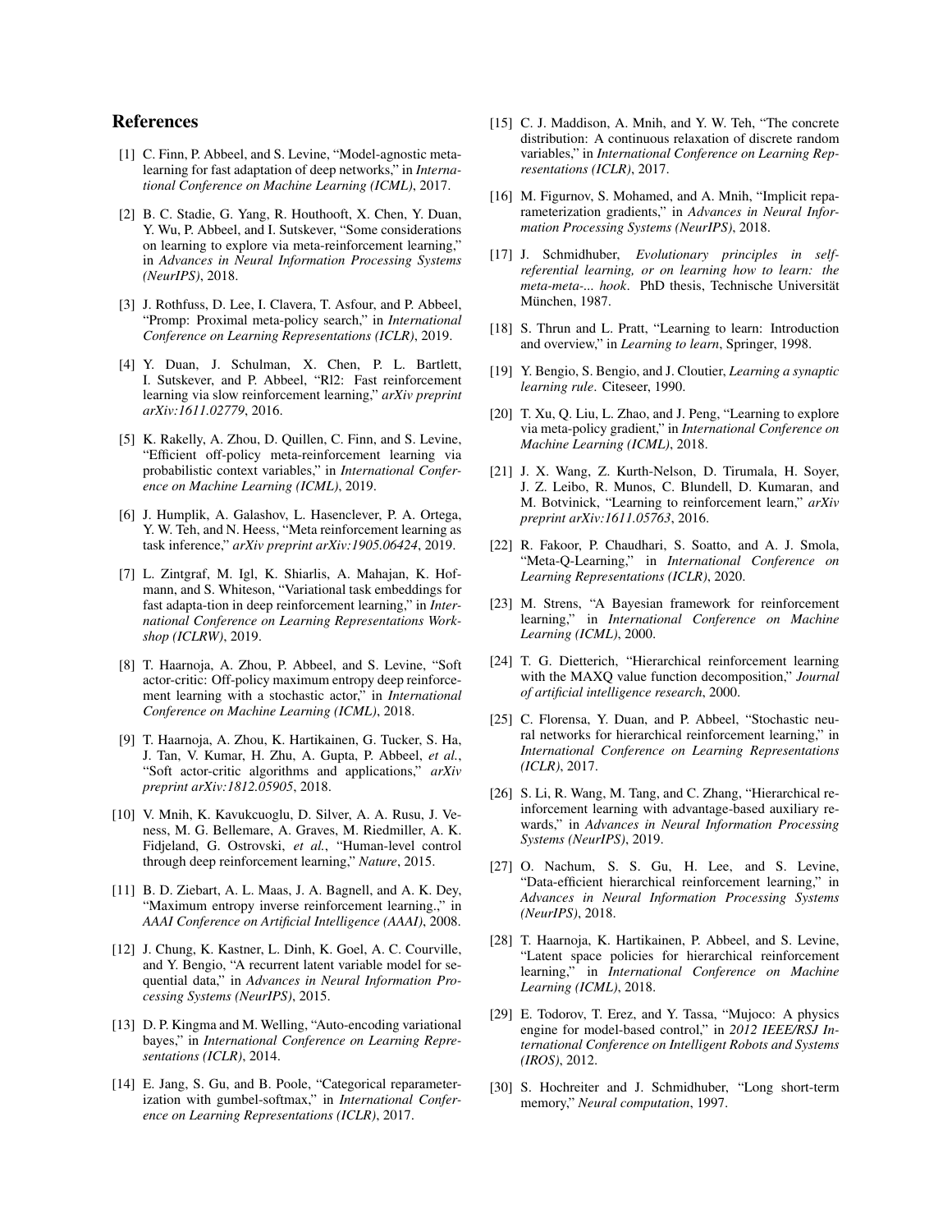## References

[1] C. Finn, P. Abbeel, and S. Levine, "Model-agnostic meta-learning for fast adaptation of deep networks," in *International Conference on Machine Learning (ICML)*, 2017.

[2] B. C. Stadie, G. Yang, R. Houthooft, X. Chen, Y. Duan, Y. Wu, P. Abbeel, and I. Sutskever, "Some considerations on learning to explore via meta-reinforcement learning," in *Advances in Neural Information Processing Systems (NeurIPS)*, 2018.

[3] J. Rothfuss, D. Lee, I. Clavera, T. Asfour, and P. Abbeel, "Promp: Proximal meta-policy search," in *International Conference on Learning Representations (ICLR)*, 2019.

[4] Y. Duan, J. Schulman, X. Chen, P. L. Bartlett, I. Sutskever, and P. Abbeel, "Rl2: Fast reinforcement learning via slow reinforcement learning," *arXiv preprint arXiv:1611.02779*, 2016.

[5] K. Rakelly, A. Zhou, D. Quillen, C. Finn, and S. Levine, "Efficient off-policy meta-reinforcement learning via probabilistic context variables," in *International Conference on Machine Learning (ICML)*, 2019.

[6] J. Humplik, A. Galashov, L. Hasenclever, P. A. Ortega, Y. W. Teh, and N. Heess, "Meta reinforcement learning as task inference," *arXiv preprint arXiv:1905.06424*, 2019.

[7] L. Zintgraf, M. Igl, K. Shiarlis, A. Mahajan, K. Hofmann, and S. Whiteson, "Variational task embeddings for fast adapta-tion in deep reinforcement learning," in *International Conference on Learning Representations Workshop (ICLRW)*, 2019.

[8] T. Haarnoja, A. Zhou, P. Abbeel, and S. Levine, "Soft actor-critic: Off-policy maximum entropy deep reinforcement learning with a stochastic actor," in *International Conference on Machine Learning (ICML)*, 2018.

[9] T. Haarnoja, A. Zhou, K. Hartikainen, G. Tucker, S. Ha, J. Tan, V. Kumar, H. Zhu, A. Gupta, P. Abbeel, *et al.*, "Soft actor-critic algorithms and applications," *arXiv preprint arXiv:1812.05905*, 2018.

[10] V. Mnih, K. Kavukcuoglu, D. Silver, A. A. Rusu, J. Veness, M. G. Bellemare, A. Graves, M. Riedmiller, A. K. Fidjeland, G. Ostrovski, *et al.*, "Human-level control through deep reinforcement learning," *Nature*, 2015.

[11] B. D. Ziebart, A. L. Maas, J. A. Bagnell, and A. K. Dey, "Maximum entropy inverse reinforcement learning.," in *AAAI Conference on Artificial Intelligence (AAAI)*, 2008.

[12] J. Chung, K. Kastner, L. Dinh, K. Goel, A. C. Courville, and Y. Bengio, "A recurrent latent variable model for sequential data," in *Advances in Neural Information Processing Systems (NeurIPS)*, 2015.

[13] D. P. Kingma and M. Welling, "Auto-encoding variational bayes," in *International Conference on Learning Representations (ICLR)*, 2014.

[14] E. Jang, S. Gu, and B. Poole, "Categorical reparameterization with gumbel-softmax," in *International Conference on Learning Representations (ICLR)*, 2017.

[15] C. J. Maddison, A. Mnih, and Y. W. Teh, "The concrete distribution: A continuous relaxation of discrete random variables," in *International Conference on Learning Representations (ICLR)*, 2017.

[16] M. Figurnov, S. Mohamed, and A. Mnih, "Implicit reparameterization gradients," in *Advances in Neural Information Processing Systems (NeurIPS)*, 2018.

[17] J. Schmidhuber, *Evolutionary principles in self-referential learning, or on learning how to learn: the meta-meta-... hook*. PhD thesis, Technische Universität München, 1987.

[18] S. Thrun and L. Pratt, "Learning to learn: Introduction and overview," in *Learning to learn*, Springer, 1998.

[19] Y. Bengio, S. Bengio, and J. Cloutier, *Learning a synaptic learning rule*. Citeseer, 1990.

[20] T. Xu, Q. Liu, L. Zhao, and J. Peng, "Learning to explore via meta-policy gradient," in *International Conference on Machine Learning (ICML)*, 2018.

[21] J. X. Wang, Z. Kurth-Nelson, D. Tirumala, H. Soyer, J. Z. Leibo, R. Munos, C. Blundell, D. Kumaran, and M. Botvinick, "Learning to reinforcement learn," *arXiv preprint arXiv:1611.05763*, 2016.

[22] R. Fakoor, P. Chaudhari, S. Soatto, and A. J. Smola, "Meta-Q-Learning," in *International Conference on Learning Representations (ICLR)*, 2020.

[23] M. Strens, "A Bayesian framework for reinforcement learning," in *International Conference on Machine Learning (ICML)*, 2000.

[24] T. G. Dietterich, "Hierarchical reinforcement learning with the MAXQ value function decomposition," *Journal of artificial intelligence research*, 2000.

[25] C. Florensa, Y. Duan, and P. Abbeel, "Stochastic neural networks for hierarchical reinforcement learning," in *International Conference on Learning Representations (ICLR)*, 2017.

[26] S. Li, R. Wang, M. Tang, and C. Zhang, "Hierarchical reinforcement learning with advantage-based auxiliary rewards," in *Advances in Neural Information Processing Systems (NeurIPS)*, 2019.

[27] O. Nachum, S. S. Gu, H. Lee, and S. Levine, "Data-efficient hierarchical reinforcement learning," in *Advances in Neural Information Processing Systems (NeurIPS)*, 2018.

[28] T. Haarnoja, K. Hartikainen, P. Abbeel, and S. Levine, "Latent space policies for hierarchical reinforcement learning," in *International Conference on Machine Learning (ICML)*, 2018.

[29] E. Todorov, T. Erez, and Y. Tassa, "Mujoco: A physics engine for model-based control," in *2012 IEEE/RSJ International Conference on Intelligent Robots and Systems (IROS)*, 2012.

[30] S. Hochreiter and J. Schmidhuber, "Long short-term memory," *Neural computation*, 1997.